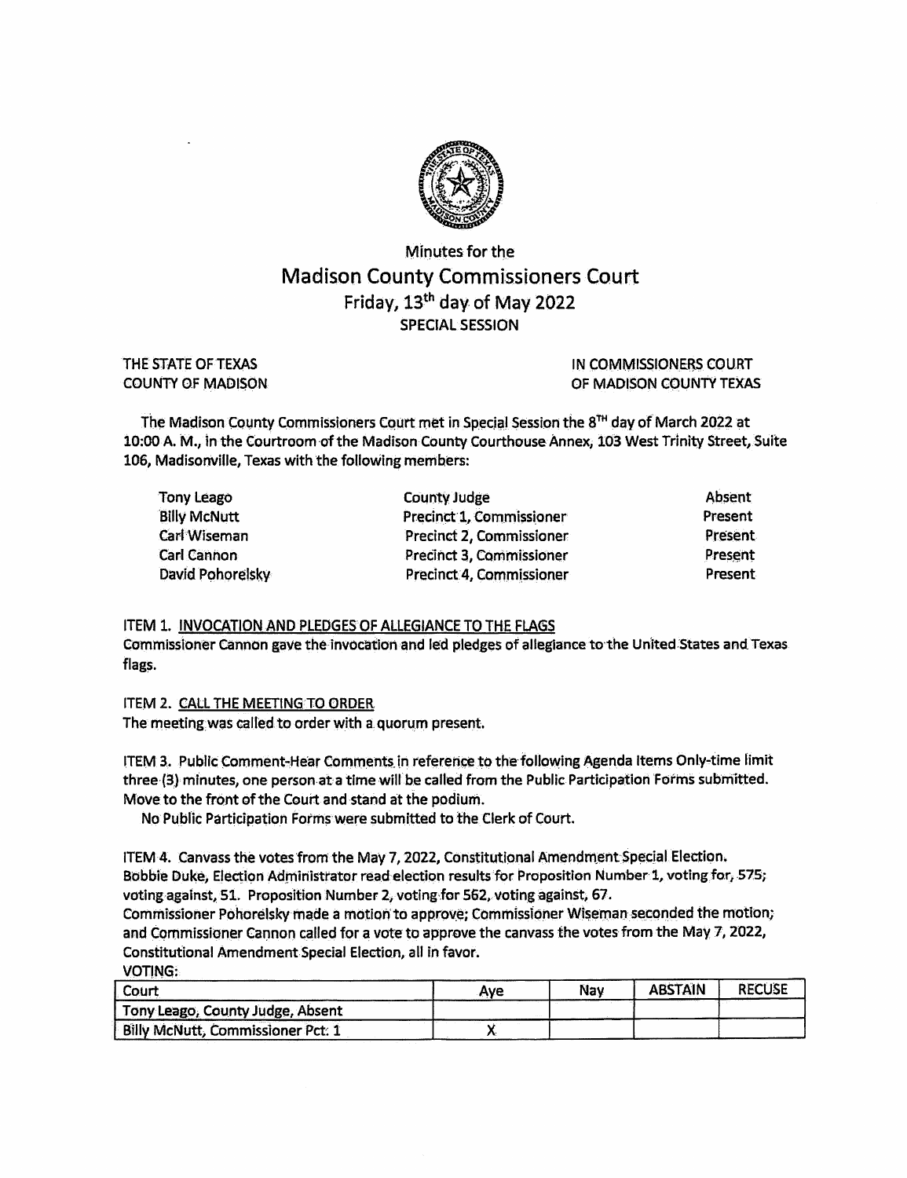# Minutes for the
# Madison County Commissioners Court
## Friday, 13th day of May 2022
### SPECIAL SESSION

THE STATE OF TEXAS — IN COMMISSIONERS COURT
COUNTY OF MADISON — OF MADISON COUNTY TEXAS

The Madison County Commissioners Court met in Special Session the 8TH day of March 2022 at 10:00 A. M., in the Courtroom of the Madison County Courthouse Annex, 103 West Trinity Street, Suite 106, Madisonville, Texas with the following members:

| | | |
|---|---|---|
| Tony Leago | County Judge | Absent |
| Billy McNutt | Precinct 1, Commissioner | Present |
| Carl Wiseman | Precinct 2, Commissioner | Present |
| Carl Cannon | Precinct 3, Commissioner | Present |
| David Pohorelsky | Precinct 4, Commissioner | Present |

ITEM 1. INVOCATION AND PLEDGES OF ALLEGIANCE TO THE FLAGS
Commissioner Cannon gave the invocation and led pledges of allegiance to the United States and Texas flags.

ITEM 2. CALL THE MEETING TO ORDER
The meeting was called to order with a quorum present.

ITEM 3. Public Comment-Hear Comments in reference to the following Agenda Items Only-time limit three (3) minutes, one person at a time will be called from the Public Participation Forms submitted. Move to the front of the Court and stand at the podium.
No Public Participation Forms were submitted to the Clerk of Court.

ITEM 4. Canvass the votes from the May 7, 2022, Constitutional Amendment Special Election.
Bobbie Duke, Election Administrator read election results for Proposition Number 1, voting for, 575; voting against, 51. Proposition Number 2, voting for 562, voting against, 67.
Commissioner Pohorelsky made a motion to approve; Commissioner Wiseman seconded the motion; and Commissioner Cannon called for a vote to approve the canvass the votes from the May 7, 2022, Constitutional Amendment Special Election, all in favor.
VOTING:

| Court | Aye | Nay | ABSTAIN | RECUSE |
|---|---|---|---|---|
| Tony Leago, County Judge, Absent | | | | |
| Billy McNutt, Commissioner Pct. 1 | X | | | |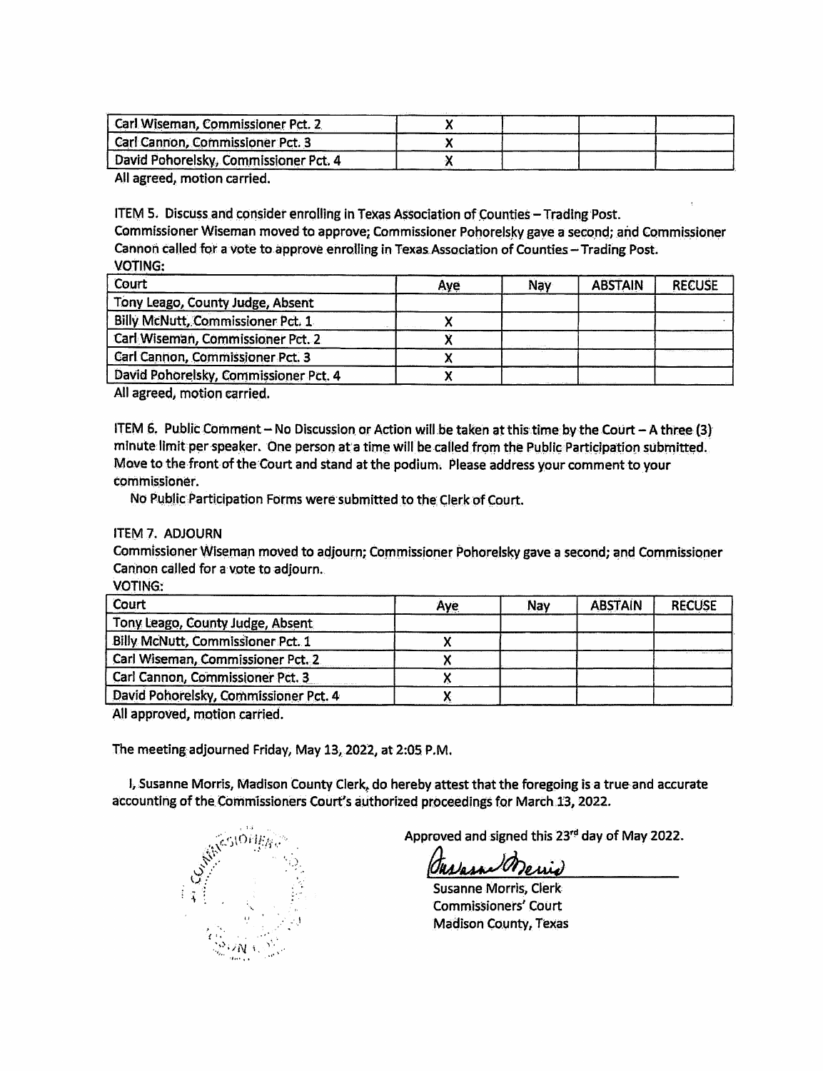| | | | | |
|---|---|---|---|---|
| Carl Wiseman, Commissioner Pct. 2 | X | | | |
| Carl Cannon, Commissioner Pct. 3 | X | | | |
| David Pohorelsky, Commissioner Pct. 4 | X | | | |

All agreed, motion carried.

ITEM 5. Discuss and consider enrolling in Texas Association of Counties – Trading Post.
Commissioner Wiseman moved to approve; Commissioner Pohorelsky gave a second; and Commissioner Cannon called for a vote to approve enrolling in Texas Association of Counties – Trading Post.
VOTING:

| Court | Aye | Nay | ABSTAIN | RECUSE |
|---|---|---|---|---|
| Tony Leago, County Judge, Absent | | | | |
| Billy McNutt, Commissioner Pct. 1 | X | | | |
| Carl Wiseman, Commissioner Pct. 2 | X | | | |
| Carl Cannon, Commissioner Pct. 3 | X | | | |
| David Pohorelsky, Commissioner Pct. 4 | X | | | |

All agreed, motion carried.

ITEM 6. Public Comment – No Discussion or Action will be taken at this time by the Court – A three (3) minute limit per speaker. One person at a time will be called from the Public Participation submitted. Move to the front of the Court and stand at the podium. Please address your comment to your commissioner.

No Public Participation Forms were submitted to the Clerk of Court.

ITEM 7. ADJOURN
Commissioner Wiseman moved to adjourn; Commissioner Pohorelsky gave a second; and Commissioner Cannon called for a vote to adjourn.
VOTING:

| Court | Aye | Nay | ABSTAIN | RECUSE |
|---|---|---|---|---|
| Tony Leago, County Judge, Absent | | | | |
| Billy McNutt, Commissioner Pct. 1 | X | | | |
| Carl Wiseman, Commissioner Pct. 2 | X | | | |
| Carl Cannon, Commissioner Pct. 3 | X | | | |
| David Pohorelsky, Commissioner Pct. 4 | X | | | |

All approved, motion carried.

The meeting adjourned Friday, May 13, 2022, at 2:05 P.M.

I, Susanne Morris, Madison County Clerk, do hereby attest that the foregoing is a true and accurate accounting of the Commissioners Court's authorized proceedings for March 13, 2022.

Approved and signed this 23rd day of May 2022.

Susanne Morris, Clerk
Commissioners' Court
Madison County, Texas